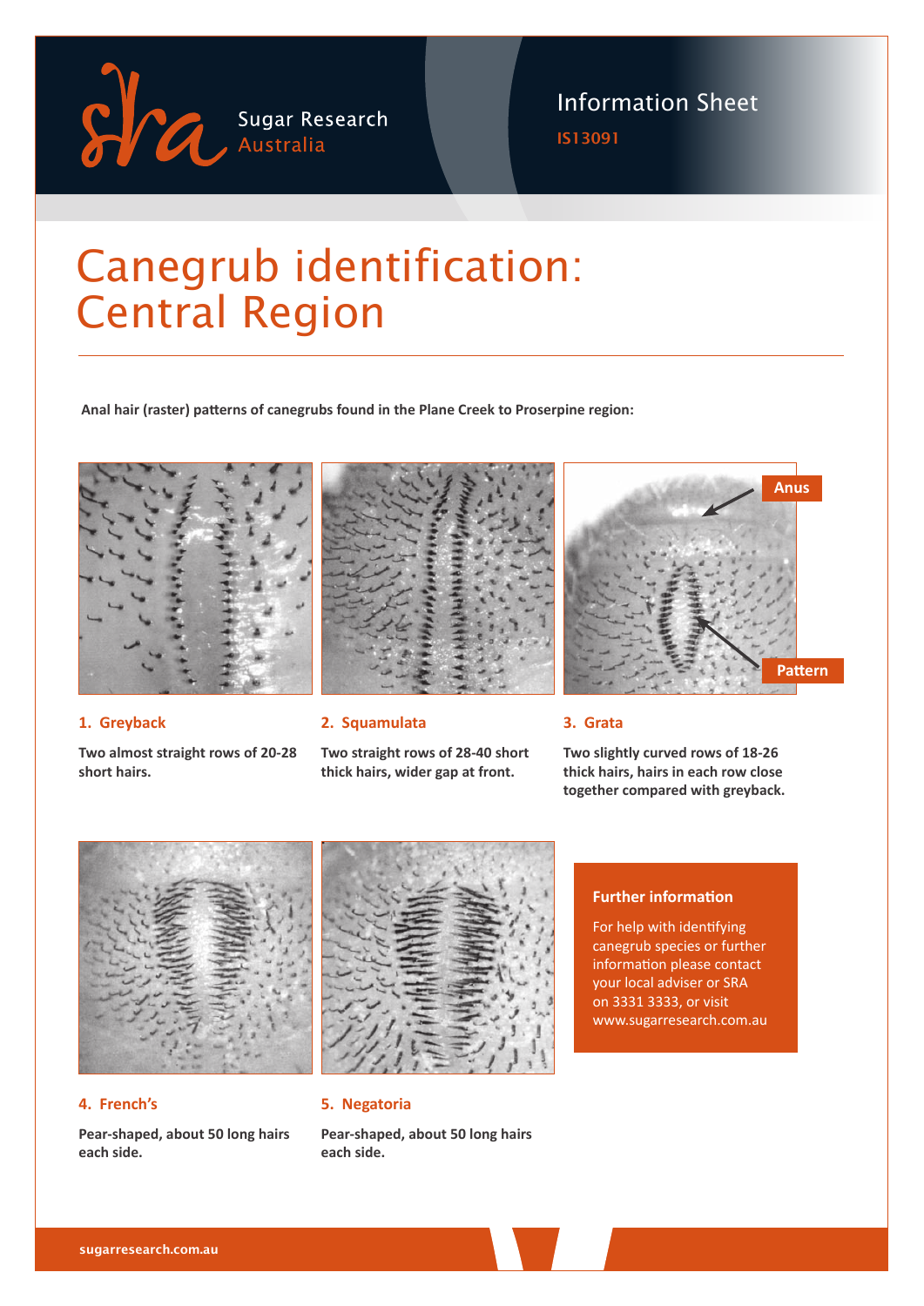Sugar Research Australia

Information Sheet

IS13091

# Canegrub identification: Central Region

**Anal hair (raster) patterns of canegrubs found in the Plane Creek to Proserpine region:**

Anus

Pattern

### 1. Greyback

**Two almost straight rows of 20-28 short hairs.**

### 2. Squamulata

**Two straight rows of 28-40 short thick hairs, wider gap at front.**

### 3. Grata

**Two slightly curved rows of 18-26 thick hairs, hairs in each row close together compared with greyback.**

### 4. French's

**Pear-shaped, about 50 long hairs each side.**

### 5. Negatoria

**Pear-shaped, about 50 long hairs each side.**

### Further information

For help with identifying canegrub species or further information please contact your local adviser or SRA on 3331 3333, or visit www.sugarresearch.com.au

sugarresearch.com.au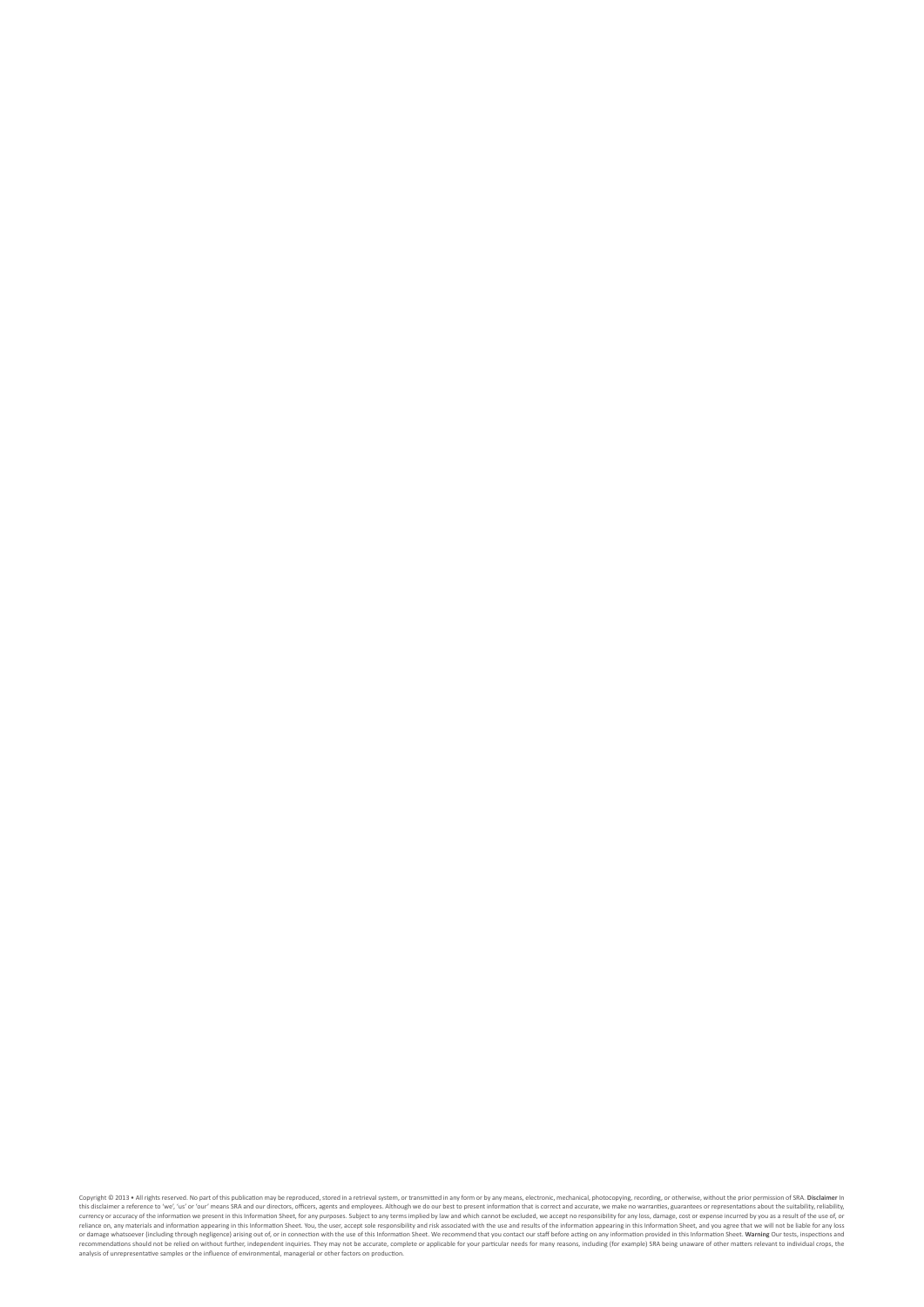Copyright © 2013 • All rights reserved. No part of this publication may be reproduced, stored in a retrieval system, or transmitted in any form or by any means, electronic, mechanical, photocopying, recording, or otherwise, without the prior permission of SRA. **Disclaimer** In this disclaimer a reference to 'we', 'us' or 'our' means SRA and our directors, officers, agents and employees. Although we do our best to present information that is correct and accurate, we make no warranties, guarantees or representations about the suitability, reliability, currency or accuracy of the information we present in this Information Sheet, for any purposes. Subject to any terms implied by law and which cannot be excluded, we accept no responsibility for any loss, damage, cost or expense incurred by you as a result of the use of, or reliance on, any materials and information appearing in this Information Sheet. You, the user, accept sole responsibility and risk associated with the use and results of the information appearing in this Information Sheet, and you agree that we will not be liable for any loss or damage whatsoever (including through negligence) arising out of, or in connection with the use of this Information Sheet. We recommend that you contact our staff before acting on any information provided in this Information Sheet. **Warning** Our tests, inspections and recommendations should not be relied on without further, independent inquiries. They may not be accurate, complete or applicable for your particular needs for many reasons, including (for example) SRA being unaware of other matters relevant to individual crops, the analysis of unrepresentative samples or the influence of environmental, managerial or other factors on production.